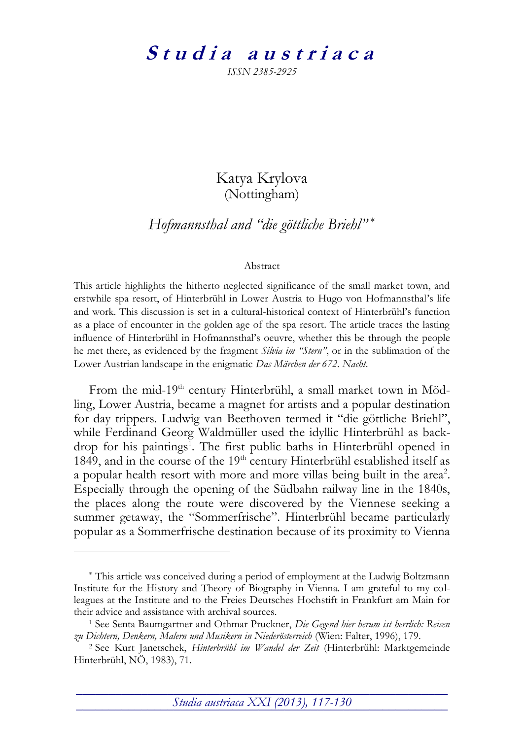# Studia austriaca

*ISSN 2385-2925*

Katya Krylova
(Nottingham)

## *Hofmannsthal and "die göttliche Briehl"*[*]

Abstract

This article highlights the hitherto neglected significance of the small market town, and erstwhile spa resort, of Hinterbrühl in Lower Austria to Hugo von Hofmannsthal's life and work. This discussion is set in a cultural-historical context of Hinterbrühl's function as a place of encounter in the golden age of the spa resort. The article traces the lasting influence of Hinterbrühl in Hofmannsthal's oeuvre, whether this be through the people he met there, as evidenced by the fragment *Silvia im "Stern"*, or in the sublimation of the Lower Austrian landscape in the enigmatic *Das Märchen der 672. Nacht*.

From the mid-19th century Hinterbrühl, a small market town in Mödling, Lower Austria, became a magnet for artists and a popular destination for day trippers. Ludwig van Beethoven termed it "die göttliche Briehl", while Ferdinand Georg Waldmüller used the idyllic Hinterbrühl as backdrop for his paintings[1]. The first public baths in Hinterbrühl opened in 1849, and in the course of the 19th century Hinterbrühl established itself as a popular health resort with more and more villas being built in the area[2]. Especially through the opening of the Südbahn railway line in the 1840s, the places along the route were discovered by the Viennese seeking a summer getaway, the "Sommerfrische". Hinterbrühl became particularly popular as a Sommerfrische destination because of its proximity to Vienna

---

[*] This article was conceived during a period of employment at the Ludwig Boltzmann Institute for the History and Theory of Biography in Vienna. I am grateful to my colleagues at the Institute and to the Freies Deutsches Hochstift in Frankfurt am Main for their advice and assistance with archival sources.

[1] See Senta Baumgartner and Othmar Pruckner, *Die Gegend hier herum ist herrlich: Reisen zu Dichtern, Denkern, Malern und Musikern in Niederösterreich* (Wien: Falter, 1996), 179.

[2] See Kurt Janetschek, *Hinterbrühl im Wandel der Zeit* (Hinterbrühl: Marktgemeinde Hinterbrühl, NÖ, 1983), 71.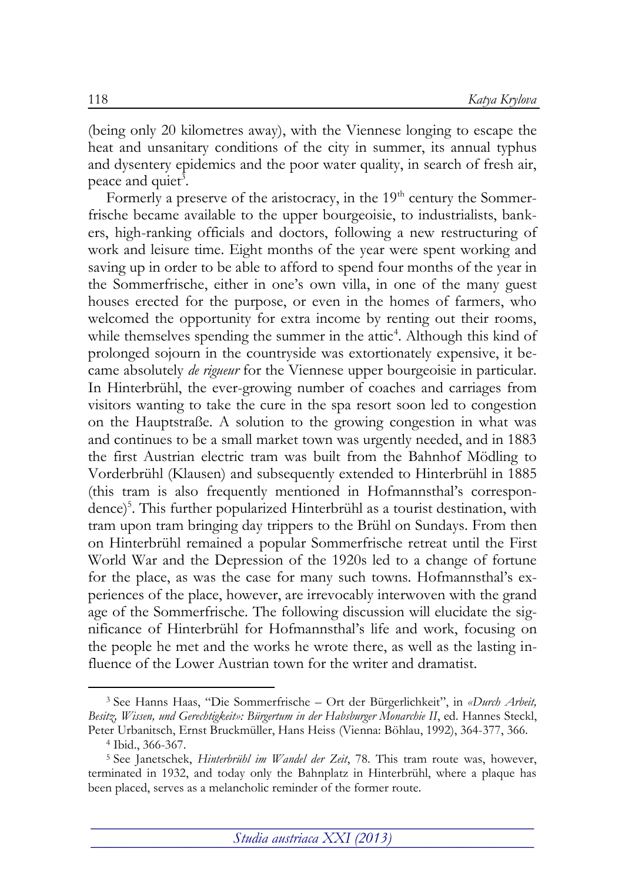(being only 20 kilometres away), with the Viennese longing to escape the heat and unsanitary conditions of the city in summer, its annual typhus and dysentery epidemics and the poor water quality, in search of fresh air, peace and quiet[3].

Formerly a preserve of the aristocracy, in the 19th century the Sommerfrische became available to the upper bourgeoisie, to industrialists, bankers, high-ranking officials and doctors, following a new restructuring of work and leisure time. Eight months of the year were spent working and saving up in order to be able to afford to spend four months of the year in the Sommerfrische, either in one's own villa, in one of the many guest houses erected for the purpose, or even in the homes of farmers, who welcomed the opportunity for extra income by renting out their rooms, while themselves spending the summer in the attic[4]. Although this kind of prolonged sojourn in the countryside was extortionately expensive, it became absolutely *de rigueur* for the Viennese upper bourgeoisie in particular. In Hinterbrühl, the ever-growing number of coaches and carriages from visitors wanting to take the cure in the spa resort soon led to congestion on the Hauptstraße. A solution to the growing congestion in what was and continues to be a small market town was urgently needed, and in 1883 the first Austrian electric tram was built from the Bahnhof Mödling to Vorderbrühl (Klausen) and subsequently extended to Hinterbrühl in 1885 (this tram is also frequently mentioned in Hofmannsthal's correspondence)[5]. This further popularized Hinterbrühl as a tourist destination, with tram upon tram bringing day trippers to the Brühl on Sundays. From then on Hinterbrühl remained a popular Sommerfrische retreat until the First World War and the Depression of the 1920s led to a change of fortune for the place, as was the case for many such towns. Hofmannsthal's experiences of the place, however, are irrevocably interwoven with the grand age of the Sommerfrische. The following discussion will elucidate the significance of Hinterbrühl for Hofmannsthal's life and work, focusing on the people he met and the works he wrote there, as well as the lasting influence of the Lower Austrian town for the writer and dramatist.

---

[3] See Hanns Haas, "Die Sommerfrische – Ort der Bürgerlichkeit", in *«Durch Arbeit, Besitz, Wissen, und Gerechtigkeit»: Bürgertum in der Habsburger Monarchie II*, ed. Hannes Steckl, Peter Urbanitsch, Ernst Bruckmüller, Hans Heiss (Vienna: Böhlau, 1992), 364-377, 366.

[4] Ibid., 366-367.

[5] See Janetschek, *Hinterbrühl im Wandel der Zeit*, 78. This tram route was, however, terminated in 1932, and today only the Bahnplatz in Hinterbrühl, where a plaque has been placed, serves as a melancholic reminder of the former route.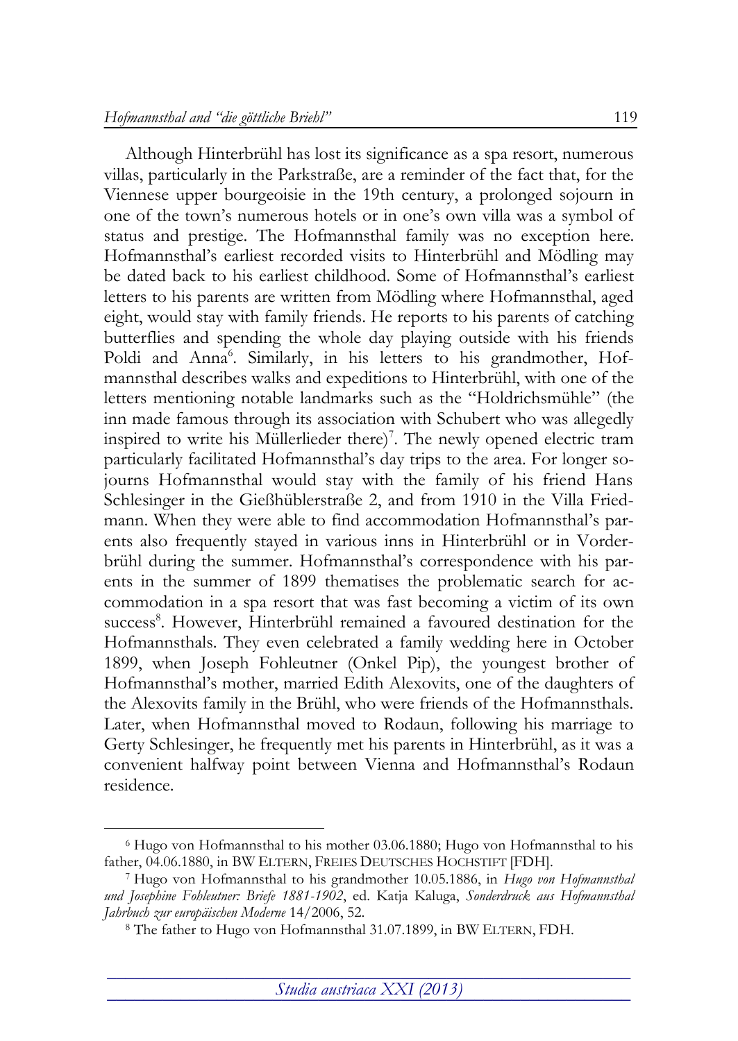Although Hinterbrühl has lost its significance as a spa resort, numerous villas, particularly in the Parkstraße, are a reminder of the fact that, for the Viennese upper bourgeoisie in the 19th century, a prolonged sojourn in one of the town's numerous hotels or in one's own villa was a symbol of status and prestige. The Hofmannsthal family was no exception here. Hofmannsthal's earliest recorded visits to Hinterbrühl and Mödling may be dated back to his earliest childhood. Some of Hofmannsthal's earliest letters to his parents are written from Mödling where Hofmannsthal, aged eight, would stay with family friends. He reports to his parents of catching butterflies and spending the whole day playing outside with his friends Poldi and Anna[6]. Similarly, in his letters to his grandmother, Hofmannsthal describes walks and expeditions to Hinterbrühl, with one of the letters mentioning notable landmarks such as the "Holdrichsmühle" (the inn made famous through its association with Schubert who was allegedly inspired to write his Müllerlieder there)[7]. The newly opened electric tram particularly facilitated Hofmannsthal's day trips to the area. For longer sojourns Hofmannsthal would stay with the family of his friend Hans Schlesinger in the Gießhüblerstraße 2, and from 1910 in the Villa Friedmann. When they were able to find accommodation Hofmannsthal's parents also frequently stayed in various inns in Hinterbrühl or in Vorderbrühl during the summer. Hofmannsthal's correspondence with his parents in the summer of 1899 thematises the problematic search for accommodation in a spa resort that was fast becoming a victim of its own success[8]. However, Hinterbrühl remained a favoured destination for the Hofmannsthals. They even celebrated a family wedding here in October 1899, when Joseph Fohleutner (Onkel Pip), the youngest brother of Hofmannsthal's mother, married Edith Alexovits, one of the daughters of the Alexovits family in the Brühl, who were friends of the Hofmannsthals. Later, when Hofmannsthal moved to Rodaun, following his marriage to Gerty Schlesinger, he frequently met his parents in Hinterbrühl, as it was a convenient halfway point between Vienna and Hofmannsthal's Rodaun residence.

[6] Hugo von Hofmannsthal to his mother 03.06.1880; Hugo von Hofmannsthal to his father, 04.06.1880, in BW ELTERN, FREIES DEUTSCHES HOCHSTIFT [FDH].

[7] Hugo von Hofmannsthal to his grandmother 10.05.1886, in *Hugo von Hofmannsthal und Josephine Fohleutner: Briefe 1881-1902*, ed. Katja Kaluga, *Sonderdruck aus Hofmannsthal Jahrbuch zur europäischen Moderne* 14/2006, 52.

[8] The father to Hugo von Hofmannsthal 31.07.1899, in BW ELTERN, FDH.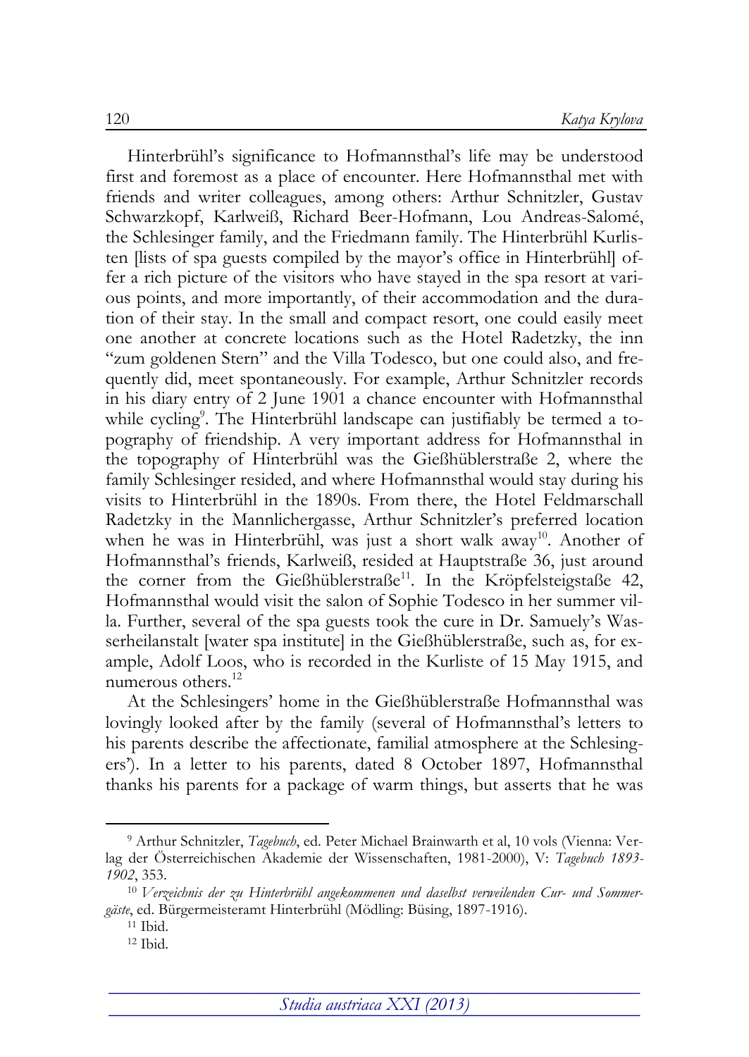Hinterbrühl's significance to Hofmannsthal's life may be understood first and foremost as a place of encounter. Here Hofmannsthal met with friends and writer colleagues, among others: Arthur Schnitzler, Gustav Schwarzkopf, Karlweiß, Richard Beer-Hofmann, Lou Andreas-Salomé, the Schlesinger family, and the Friedmann family. The Hinterbrühl Kurlisten [lists of spa guests compiled by the mayor's office in Hinterbrühl] offer a rich picture of the visitors who have stayed in the spa resort at various points, and more importantly, of their accommodation and the duration of their stay. In the small and compact resort, one could easily meet one another at concrete locations such as the Hotel Radetzky, the inn "zum goldenen Stern" and the Villa Todesco, but one could also, and frequently did, meet spontaneously. For example, Arthur Schnitzler records in his diary entry of 2 June 1901 a chance encounter with Hofmannsthal while cycling[9]. The Hinterbrühl landscape can justifiably be termed a topography of friendship. A very important address for Hofmannsthal in the topography of Hinterbrühl was the Gießhüblerstraße 2, where the family Schlesinger resided, and where Hofmannsthal would stay during his visits to Hinterbrühl in the 1890s. From there, the Hotel Feldmarschall Radetzky in the Mannlichergasse, Arthur Schnitzler's preferred location when he was in Hinterbrühl, was just a short walk away[10]. Another of Hofmannsthal's friends, Karlweiß, resided at Hauptstraße 36, just around the corner from the Gießhüblerstraße[11]. In the Kröpfelsteigstaße 42, Hofmannsthal would visit the salon of Sophie Todesco in her summer villa. Further, several of the spa guests took the cure in Dr. Samuely's Wasserheilanstalt [water spa institute] in the Gießhüblerstraße, such as, for example, Adolf Loos, who is recorded in the Kurliste of 15 May 1915, and numerous others.[12]

At the Schlesingers' home in the Gießhüblerstraße Hofmannsthal was lovingly looked after by the family (several of Hofmannsthal's letters to his parents describe the affectionate, familial atmosphere at the Schlesingers'). In a letter to his parents, dated 8 October 1897, Hofmannsthal thanks his parents for a package of warm things, but asserts that he was

---

[9] Arthur Schnitzler, *Tagebuch*, ed. Peter Michael Brainwarth et al, 10 vols (Vienna: Verlag der Österreichischen Akademie der Wissenschaften, 1981-2000), V: *Tagebuch 1893-1902*, 353.

[10] *Verzeichnis der zu Hinterbrühl angekommenen und daselbst verweilenden Cur- und Sommergäste*, ed. Bürgermeisteramt Hinterbrühl (Mödling: Büsing, 1897-1916).

[11] Ibid.

[12] Ibid.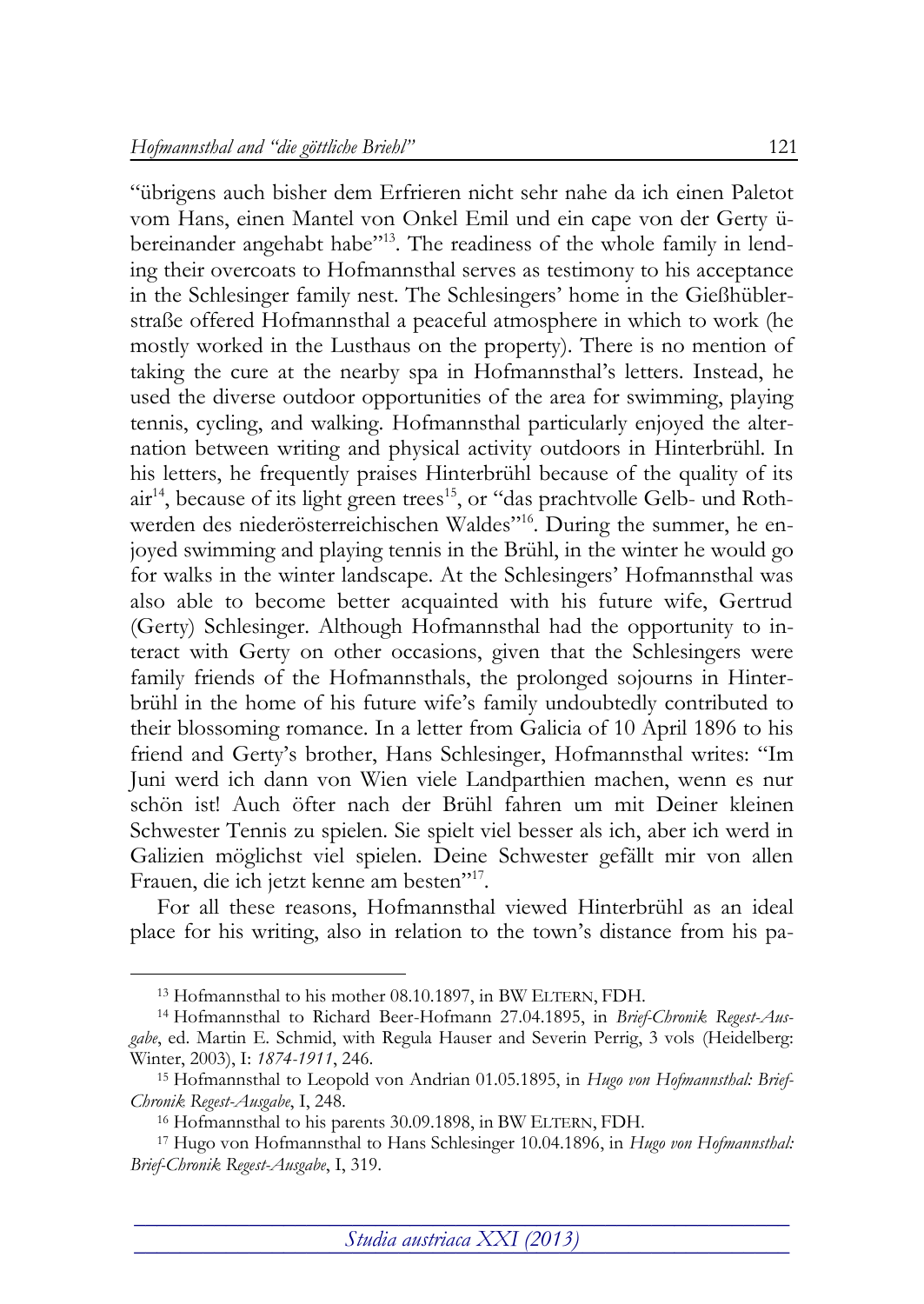"übrigens auch bisher dem Erfrieren nicht sehr nahe da ich einen Paletot vom Hans, einen Mantel von Onkel Emil und ein cape von der Gerty übereinander angehabt habe"[13]. The readiness of the whole family in lending their overcoats to Hofmannsthal serves as testimony to his acceptance in the Schlesinger family nest. The Schlesingers' home in the Gießhüblerstraße offered Hofmannsthal a peaceful atmosphere in which to work (he mostly worked in the Lusthaus on the property). There is no mention of taking the cure at the nearby spa in Hofmannsthal's letters. Instead, he used the diverse outdoor opportunities of the area for swimming, playing tennis, cycling, and walking. Hofmannsthal particularly enjoyed the alternation between writing and physical activity outdoors in Hinterbrühl. In his letters, he frequently praises Hinterbrühl because of the quality of its air[14], because of its light green trees[15], or "das prachtvolle Gelb- und Rothwerden des niederösterreichischen Waldes"[16]. During the summer, he enjoyed swimming and playing tennis in the Brühl, in the winter he would go for walks in the winter landscape. At the Schlesingers' Hofmannsthal was also able to become better acquainted with his future wife, Gertrud (Gerty) Schlesinger. Although Hofmannsthal had the opportunity to interact with Gerty on other occasions, given that the Schlesingers were family friends of the Hofmannsthals, the prolonged sojourns in Hinterbrühl in the home of his future wife's family undoubtedly contributed to their blossoming romance. In a letter from Galicia of 10 April 1896 to his friend and Gerty's brother, Hans Schlesinger, Hofmannsthal writes: "Im Juni werd ich dann von Wien viele Landparthien machen, wenn es nur schön ist! Auch öfter nach der Brühl fahren um mit Deiner kleinen Schwester Tennis zu spielen. Sie spielt viel besser als ich, aber ich werd in Galizien möglichst viel spielen. Deine Schwester gefällt mir von allen Frauen, die ich jetzt kenne am besten"[17].

For all these reasons, Hofmannsthal viewed Hinterbrühl as an ideal place for his writing, also in relation to the town's distance from his pa-

---

[13] Hofmannsthal to his mother 08.10.1897, in BW ELTERN, FDH.

[14] Hofmannsthal to Richard Beer-Hofmann 27.04.1895, in *Brief-Chronik Regest-Ausgabe*, ed. Martin E. Schmid, with Regula Hauser and Severin Perrig, 3 vols (Heidelberg: Winter, 2003), I: *1874-1911*, 246.

[15] Hofmannsthal to Leopold von Andrian 01.05.1895, in *Hugo von Hofmannsthal: Brief-Chronik Regest-Ausgabe*, I, 248.

[16] Hofmannsthal to his parents 30.09.1898, in BW ELTERN, FDH.

[17] Hugo von Hofmannsthal to Hans Schlesinger 10.04.1896, in *Hugo von Hofmannsthal: Brief-Chronik Regest-Ausgabe*, I, 319.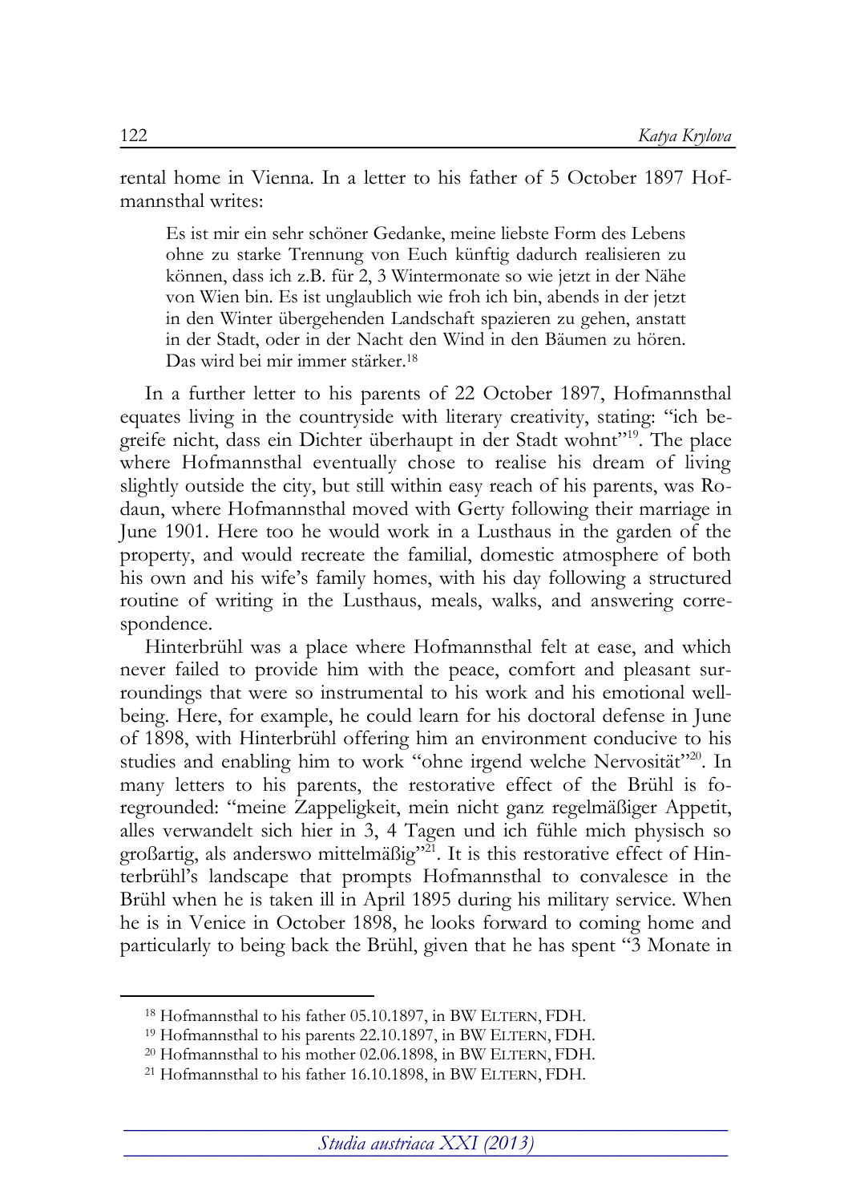rental home in Vienna. In a letter to his father of 5 October 1897 Hofmannsthal writes:

> Es ist mir ein sehr schöner Gedanke, meine liebste Form des Lebens ohne zu starke Trennung von Euch künftig dadurch realisieren zu können, dass ich z.B. für 2, 3 Wintermonate so wie jetzt in der Nähe von Wien bin. Es ist unglaublich wie froh ich bin, abends in der jetzt in den Winter übergehenden Landschaft spazieren zu gehen, anstatt in der Stadt, oder in der Nacht den Wind in den Bäumen zu hören. Das wird bei mir immer stärker.[18]

In a further letter to his parents of 22 October 1897, Hofmannsthal equates living in the countryside with literary creativity, stating: "ich begreife nicht, dass ein Dichter überhaupt in der Stadt wohnt"[19]. The place where Hofmannsthal eventually chose to realise his dream of living slightly outside the city, but still within easy reach of his parents, was Rodaun, where Hofmannsthal moved with Gerty following their marriage in June 1901. Here too he would work in a Lusthaus in the garden of the property, and would recreate the familial, domestic atmosphere of both his own and his wife's family homes, with his day following a structured routine of writing in the Lusthaus, meals, walks, and answering correspondence.

Hinterbrühl was a place where Hofmannsthal felt at ease, and which never failed to provide him with the peace, comfort and pleasant surroundings that were so instrumental to his work and his emotional well-being. Here, for example, he could learn for his doctoral defense in June of 1898, with Hinterbrühl offering him an environment conducive to his studies and enabling him to work "ohne irgend welche Nervosität"[20]. In many letters to his parents, the restorative effect of the Brühl is foregrounded: "meine Zappeligkeit, mein nicht ganz regelmäßiger Appetit, alles verwandelt sich hier in 3, 4 Tagen und ich fühle mich physisch so großartig, als anderswo mittelmäßig"[21]. It is this restorative effect of Hinterbrühl's landscape that prompts Hofmannsthal to convalesce in the Brühl when he is taken ill in April 1895 during his military service. When he is in Venice in October 1898, he looks forward to coming home and particularly to being back the Brühl, given that he has spent "3 Monate in

---

[18] Hofmannsthal to his father 05.10.1897, in BW ELTERN, FDH.

[19] Hofmannsthal to his parents 22.10.1897, in BW ELTERN, FDH.

[20] Hofmannsthal to his mother 02.06.1898, in BW ELTERN, FDH.

[21] Hofmannsthal to his father 16.10.1898, in BW ELTERN, FDH.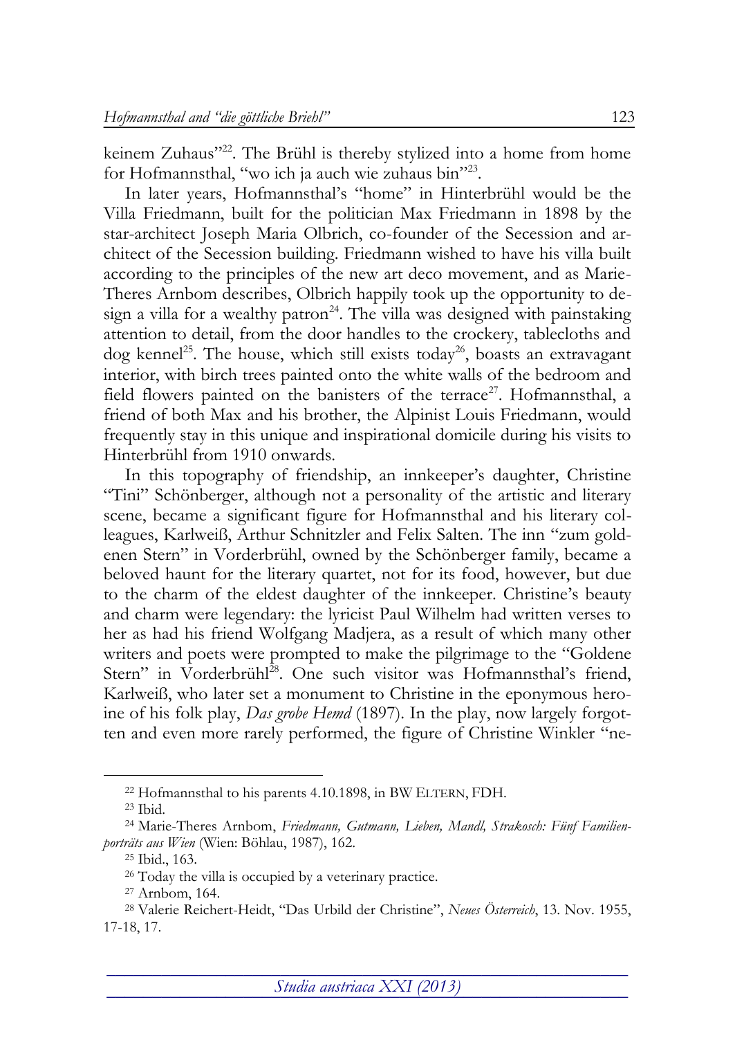keinem Zuhaus"[22]. The Brühl is thereby stylized into a home from home for Hofmannsthal, "wo ich ja auch wie zuhaus bin"[23].

In later years, Hofmannsthal's "home" in Hinterbrühl would be the Villa Friedmann, built for the politician Max Friedmann in 1898 by the star-architect Joseph Maria Olbrich, co-founder of the Secession and architect of the Secession building. Friedmann wished to have his villa built according to the principles of the new art deco movement, and as Marie-Theres Arnbom describes, Olbrich happily took up the opportunity to design a villa for a wealthy patron[24]. The villa was designed with painstaking attention to detail, from the door handles to the crockery, tablecloths and dog kennel[25]. The house, which still exists today[26], boasts an extravagant interior, with birch trees painted onto the white walls of the bedroom and field flowers painted on the banisters of the terrace[27]. Hofmannsthal, a friend of both Max and his brother, the Alpinist Louis Friedmann, would frequently stay in this unique and inspirational domicile during his visits to Hinterbrühl from 1910 onwards.

In this topography of friendship, an innkeeper's daughter, Christine "Tini" Schönberger, although not a personality of the artistic and literary scene, became a significant figure for Hofmannsthal and his literary colleagues, Karlweiß, Arthur Schnitzler and Felix Salten. The inn "zum goldenen Stern" in Vorderbrühl, owned by the Schönberger family, became a beloved haunt for the literary quartet, not for its food, however, but due to the charm of the eldest daughter of the innkeeper. Christine's beauty and charm were legendary: the lyricist Paul Wilhelm had written verses to her as had his friend Wolfgang Madjera, as a result of which many other writers and poets were prompted to make the pilgrimage to the "Goldene Stern" in Vorderbrühl[28]. One such visitor was Hofmannsthal's friend, Karlweiß, who later set a monument to Christine in the eponymous heroine of his folk play, *Das grobe Hemd* (1897). In the play, now largely forgotten and even more rarely performed, the figure of Christine Winkler "ne-

---

[22] Hofmannsthal to his parents 4.10.1898, in BW ELTERN, FDH.

[23] Ibid.

[24] Marie-Theres Arnbom, *Friedmann, Gutmann, Lieben, Mandl, Strakosch: Fünf Familienporträts aus Wien* (Wien: Böhlau, 1987), 162.

[25] Ibid., 163.

[26] Today the villa is occupied by a veterinary practice.

[27] Arnbom, 164.

[28] Valerie Reichert-Heidt, "Das Urbild der Christine", *Neues Österreich*, 13. Nov. 1955, 17-18, 17.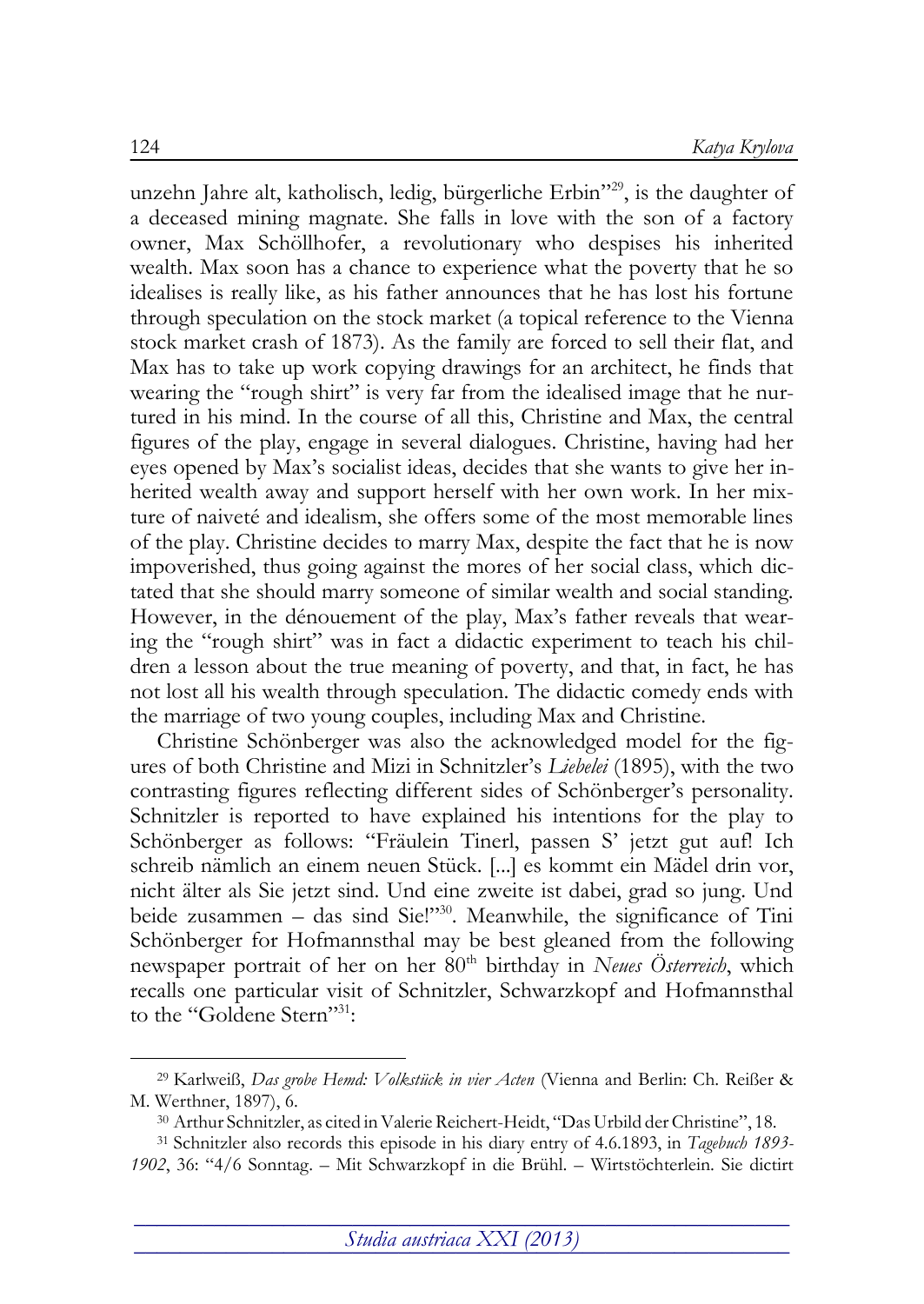unzehn Jahre alt, katholisch, ledig, bürgerliche Erbin"[29], is the daughter of a deceased mining magnate. She falls in love with the son of a factory owner, Max Schöllhofer, a revolutionary who despises his inherited wealth. Max soon has a chance to experience what the poverty that he so idealises is really like, as his father announces that he has lost his fortune through speculation on the stock market (a topical reference to the Vienna stock market crash of 1873). As the family are forced to sell their flat, and Max has to take up work copying drawings for an architect, he finds that wearing the "rough shirt" is very far from the idealised image that he nurtured in his mind. In the course of all this, Christine and Max, the central figures of the play, engage in several dialogues. Christine, having had her eyes opened by Max's socialist ideas, decides that she wants to give her inherited wealth away and support herself with her own work. In her mixture of naiveté and idealism, she offers some of the most memorable lines of the play. Christine decides to marry Max, despite the fact that he is now impoverished, thus going against the mores of her social class, which dictated that she should marry someone of similar wealth and social standing. However, in the dénouement of the play, Max's father reveals that wearing the "rough shirt" was in fact a didactic experiment to teach his children a lesson about the true meaning of poverty, and that, in fact, he has not lost all his wealth through speculation. The didactic comedy ends with the marriage of two young couples, including Max and Christine.

Christine Schönberger was also the acknowledged model for the figures of both Christine and Mizi in Schnitzler's *Liebelei* (1895), with the two contrasting figures reflecting different sides of Schönberger's personality. Schnitzler is reported to have explained his intentions for the play to Schönberger as follows: "Fräulein Tinerl, passen S' jetzt gut auf! Ich schreib nämlich an einem neuen Stück. [...] es kommt ein Mädel drin vor, nicht älter als Sie jetzt sind. Und eine zweite ist dabei, grad so jung. Und beide zusammen – das sind Sie!"[30]. Meanwhile, the significance of Tini Schönberger for Hofmannsthal may be best gleaned from the following newspaper portrait of her on her 80th birthday in *Neues Österreich*, which recalls one particular visit of Schnitzler, Schwarzkopf and Hofmannsthal to the "Goldene Stern"[31]:

---

[29] Karlweiß, *Das grobe Hemd: Volkstück in vier Acten* (Vienna and Berlin: Ch. Reißer & M. Werthner, 1897), 6.

[30] Arthur Schnitzler, as cited in Valerie Reichert-Heidt, "Das Urbild der Christine", 18.

[31] Schnitzler also records this episode in his diary entry of 4.6.1893, in *Tagebuch 1893-1902*, 36: "4/6 Sonntag. – Mit Schwarzkopf in die Brühl. – Wirtstöchterlein. Sie dictirt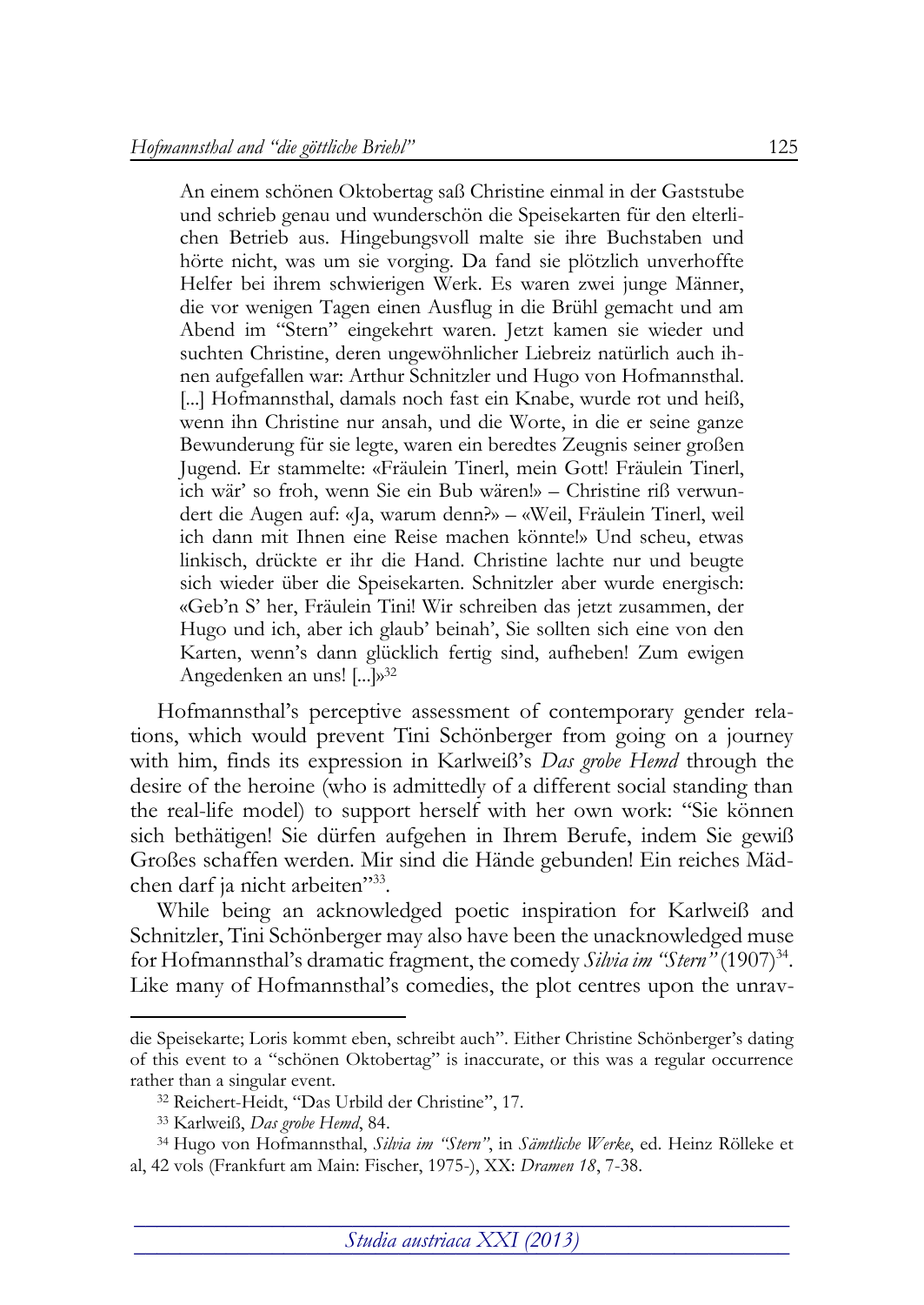> An einem schönen Oktobertag saß Christine einmal in der Gaststube und schrieb genau und wunderschön die Speisekarten für den elterlichen Betrieb aus. Hingebungsvoll malte sie ihre Buchstaben und hörte nicht, was um sie vorging. Da fand sie plötzlich unverhoffte Helfer bei ihrem schwierigen Werk. Es waren zwei junge Männer, die vor wenigen Tagen einen Ausflug in die Brühl gemacht und am Abend im "Stern" eingekehrt waren. Jetzt kamen sie wieder und suchten Christine, deren ungewöhnlicher Liebreiz natürlich auch ihnen aufgefallen war: Arthur Schnitzler und Hugo von Hofmannsthal. [...] Hofmannsthal, damals noch fast ein Knabe, wurde rot und heiß, wenn ihn Christine nur ansah, und die Worte, in die er seine ganze Bewunderung für sie legte, waren ein beredtes Zeugnis seiner großen Jugend. Er stammelte: «Fräulein Tinerl, mein Gott! Fräulein Tinerl, ich wär' so froh, wenn Sie ein Bub wären!» – Christine riß verwundert die Augen auf: «Ja, warum denn?» – «Weil, Fräulein Tinerl, weil ich dann mit Ihnen eine Reise machen könnte!» Und scheu, etwas linkisch, drückte er ihr die Hand. Christine lachte nur und beugte sich wieder über die Speisekarten. Schnitzler aber wurde energisch: «Geb'n S' her, Fräulein Tini! Wir schreiben das jetzt zusammen, der Hugo und ich, aber ich glaub' beinah', Sie sollten sich eine von den Karten, wenn's dann glücklich fertig sind, aufheben! Zum ewigen Angedenken an uns! [...]»[32]

Hofmannsthal's perceptive assessment of contemporary gender relations, which would prevent Tini Schönberger from going on a journey with him, finds its expression in Karlweiß's *Das grobe Hemd* through the desire of the heroine (who is admittedly of a different social standing than the real-life model) to support herself with her own work: "Sie können sich bethätigen! Sie dürfen aufgehen in Ihrem Berufe, indem Sie gewiß Großes schaffen werden. Mir sind die Hände gebunden! Ein reiches Mädchen darf ja nicht arbeiten"[33].

While being an acknowledged poetic inspiration for Karlweiß and Schnitzler, Tini Schönberger may also have been the unacknowledged muse for Hofmannsthal's dramatic fragment, the comedy *Silvia im "Stern"* (1907)[34]. Like many of Hofmannsthal's comedies, the plot centres upon the unrav-

---

die Speisekarte; Loris kommt eben, schreibt auch". Either Christine Schönberger's dating of this event to a "schönen Oktobertag" is inaccurate, or this was a regular occurrence rather than a singular event.

[32] Reichert-Heidt, "Das Urbild der Christine", 17.

[33] Karlweiß, *Das grobe Hemd*, 84.

[34] Hugo von Hofmannsthal, *Silvia im "Stern"*, in *Sämtliche Werke*, ed. Heinz Rölleke et al, 42 vols (Frankfurt am Main: Fischer, 1975-), XX: *Dramen 18*, 7-38.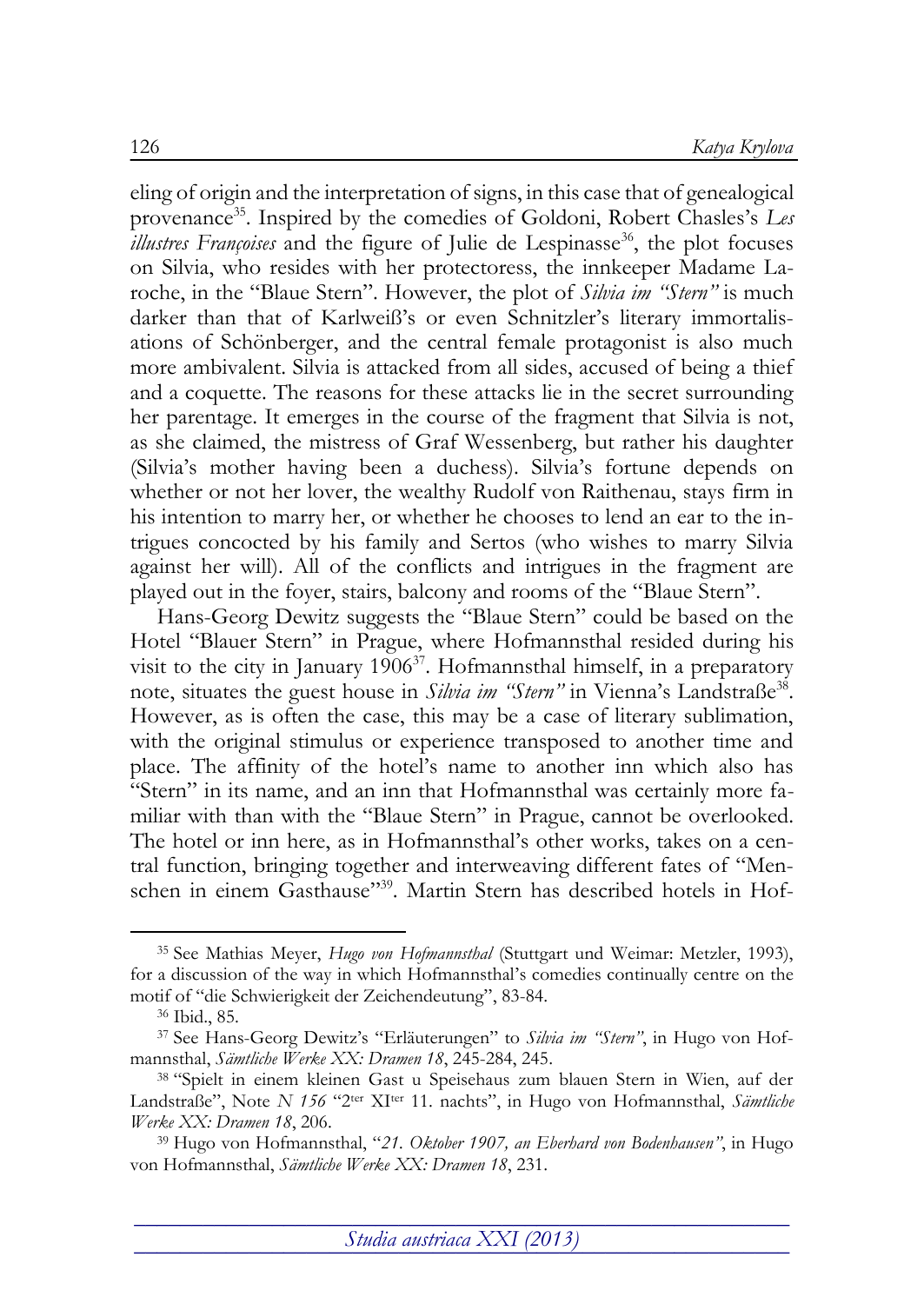eling of origin and the interpretation of signs, in this case that of genealogical provenance[35]. Inspired by the comedies of Goldoni, Robert Chasles's *Les illustres Françoises* and the figure of Julie de Lespinasse[36], the plot focuses on Silvia, who resides with her protectoress, the innkeeper Madame Laroche, in the "Blaue Stern". However, the plot of *Silvia im "Stern"* is much darker than that of Karlweiß's or even Schnitzler's literary immortalisations of Schönberger, and the central female protagonist is also much more ambivalent. Silvia is attacked from all sides, accused of being a thief and a coquette. The reasons for these attacks lie in the secret surrounding her parentage. It emerges in the course of the fragment that Silvia is not, as she claimed, the mistress of Graf Wessenberg, but rather his daughter (Silvia's mother having been a duchess). Silvia's fortune depends on whether or not her lover, the wealthy Rudolf von Raithenau, stays firm in his intention to marry her, or whether he chooses to lend an ear to the intrigues concocted by his family and Sertos (who wishes to marry Silvia against her will). All of the conflicts and intrigues in the fragment are played out in the foyer, stairs, balcony and rooms of the "Blaue Stern".

Hans-Georg Dewitz suggests the "Blaue Stern" could be based on the Hotel "Blauer Stern" in Prague, where Hofmannsthal resided during his visit to the city in January 1906[37]. Hofmannsthal himself, in a preparatory note, situates the guest house in *Silvia im "Stern"* in Vienna's Landstraße[38]. However, as is often the case, this may be a case of literary sublimation, with the original stimulus or experience transposed to another time and place. The affinity of the hotel's name to another inn which also has "Stern" in its name, and an inn that Hofmannsthal was certainly more familiar with than with the "Blaue Stern" in Prague, cannot be overlooked. The hotel or inn here, as in Hofmannsthal's other works, takes on a central function, bringing together and interweaving different fates of "Menschen in einem Gasthause"[39]. Martin Stern has described hotels in Hof-

---

[35] See Mathias Meyer, *Hugo von Hofmannsthal* (Stuttgart und Weimar: Metzler, 1993), for a discussion of the way in which Hofmannsthal's comedies continually centre on the motif of "die Schwierigkeit der Zeichendeutung", 83-84.

[36] Ibid., 85.

[37] See Hans-Georg Dewitz's "Erläuterungen" to *Silvia im "Stern"*, in Hugo von Hofmannsthal, *Sämtliche Werke XX: Dramen 18*, 245-284, 245.

[38] "Spielt in einem kleinen Gast u Speisehaus zum blauen Stern in Wien, auf der Landstraße", Note *N 156* "2ter XIter 11. nachts", in Hugo von Hofmannsthal, *Sämtliche Werke XX: Dramen 18*, 206.

[39] Hugo von Hofmannsthal, "*21. Oktober 1907, an Eberhard von Bodenhausen*", in Hugo von Hofmannsthal, *Sämtliche Werke XX: Dramen 18*, 231.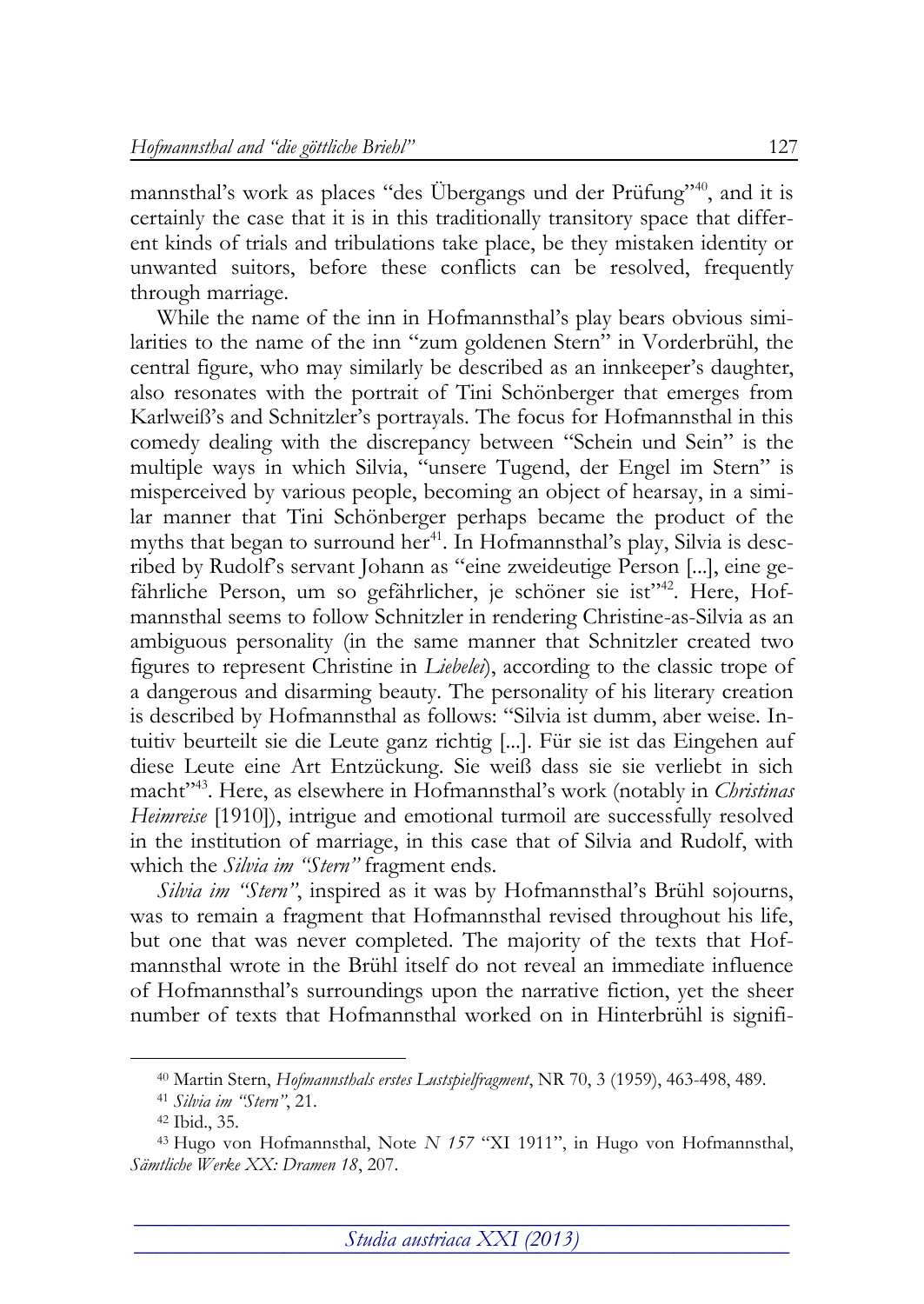mannsthal's work as places "des Übergangs und der Prüfung"[40], and it is certainly the case that it is in this traditionally transitory space that different kinds of trials and tribulations take place, be they mistaken identity or unwanted suitors, before these conflicts can be resolved, frequently through marriage.

While the name of the inn in Hofmannsthal's play bears obvious similarities to the name of the inn "zum goldenen Stern" in Vorderbrühl, the central figure, who may similarly be described as an innkeeper's daughter, also resonates with the portrait of Tini Schönberger that emerges from Karlweiß's and Schnitzler's portrayals. The focus for Hofmannsthal in this comedy dealing with the discrepancy between "Schein und Sein" is the multiple ways in which Silvia, "unsere Tugend, der Engel im Stern" is misperceived by various people, becoming an object of hearsay, in a similar manner that Tini Schönberger perhaps became the product of the myths that began to surround her[41]. In Hofmannsthal's play, Silvia is described by Rudolf's servant Johann as "eine zweideutige Person [...], eine gefährliche Person, um so gefährlicher, je schöner sie ist"[42]. Here, Hofmannsthal seems to follow Schnitzler in rendering Christine-as-Silvia as an ambiguous personality (in the same manner that Schnitzler created two figures to represent Christine in *Liebelei*), according to the classic trope of a dangerous and disarming beauty. The personality of his literary creation is described by Hofmannsthal as follows: "Silvia ist dumm, aber weise. Intuitiv beurteilt sie die Leute ganz richtig [...]. Für sie ist das Eingehen auf diese Leute eine Art Entzückung. Sie weiß dass sie sie verliebt in sich macht"[43]. Here, as elsewhere in Hofmannsthal's work (notably in *Christinas Heimreise* [1910]), intrigue and emotional turmoil are successfully resolved in the institution of marriage, in this case that of Silvia and Rudolf, with which the *Silvia im "Stern"* fragment ends.

*Silvia im "Stern"*, inspired as it was by Hofmannsthal's Brühl sojourns, was to remain a fragment that Hofmannsthal revised throughout his life, but one that was never completed. The majority of the texts that Hofmannsthal wrote in the Brühl itself do not reveal an immediate influence of Hofmannsthal's surroundings upon the narrative fiction, yet the sheer number of texts that Hofmannsthal worked on in Hinterbrühl is signifi-

---

[40] Martin Stern, *Hofmannsthals erstes Lustspielfragment*, NR 70, 3 (1959), 463-498, 489.

[41] *Silvia im "Stern"*, 21.

[42] Ibid., 35.

[43] Hugo von Hofmannsthal, Note *N 157* "XI 1911", in Hugo von Hofmannsthal, *Sämtliche Werke XX: Dramen 18*, 207.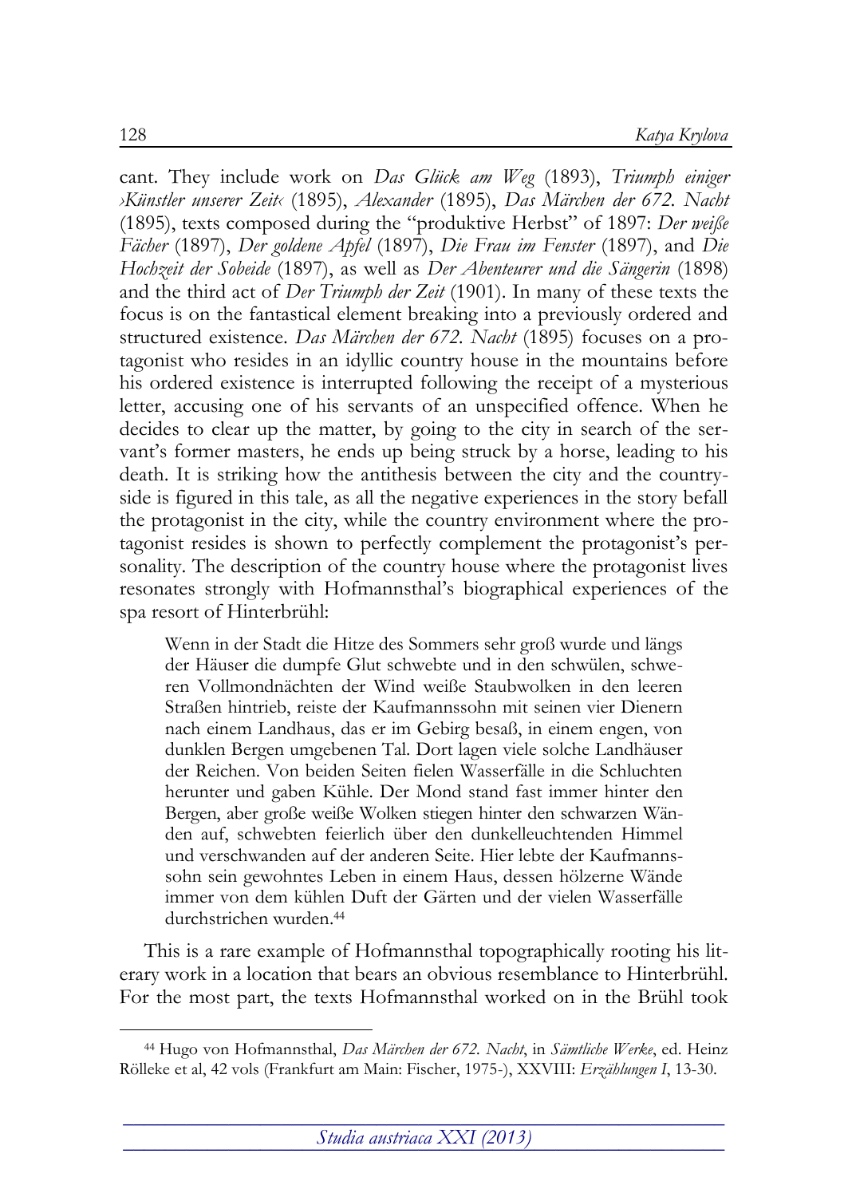cant. They include work on *Das Glück am Weg* (1893), *Triumph einiger ›Künstler unserer Zeit‹* (1895), *Alexander* (1895), *Das Märchen der 672. Nacht* (1895), texts composed during the "produktive Herbst" of 1897: *Der weiße Fächer* (1897), *Der goldene Apfel* (1897), *Die Frau im Fenster* (1897), and *Die Hochzeit der Sobeide* (1897), as well as *Der Abenteurer und die Sängerin* (1898) and the third act of *Der Triumph der Zeit* (1901). In many of these texts the focus is on the fantastical element breaking into a previously ordered and structured existence. *Das Märchen der 672. Nacht* (1895) focuses on a protagonist who resides in an idyllic country house in the mountains before his ordered existence is interrupted following the receipt of a mysterious letter, accusing one of his servants of an unspecified offence. When he decides to clear up the matter, by going to the city in search of the servant's former masters, he ends up being struck by a horse, leading to his death. It is striking how the antithesis between the city and the countryside is figured in this tale, as all the negative experiences in the story befall the protagonist in the city, while the country environment where the protagonist resides is shown to perfectly complement the protagonist's personality. The description of the country house where the protagonist lives resonates strongly with Hofmannsthal's biographical experiences of the spa resort of Hinterbrühl:

> Wenn in der Stadt die Hitze des Sommers sehr groß wurde und längs der Häuser die dumpfe Glut schwebte und in den schwülen, schweren Vollmondnächten der Wind weiße Staubwolken in den leeren Straßen hintrieb, reiste der Kaufmannssohn mit seinen vier Dienern nach einem Landhaus, das er im Gebirg besaß, in einem engen, von dunklen Bergen umgebenen Tal. Dort lagen viele solche Landhäuser der Reichen. Von beiden Seiten fielen Wasserfälle in die Schluchten herunter und gaben Kühle. Der Mond stand fast immer hinter den Bergen, aber große weiße Wolken stiegen hinter den schwarzen Wänden auf, schwebten feierlich über den dunkelleuchtenden Himmel und verschwanden auf der anderen Seite. Hier lebte der Kaufmannssohn sein gewohntes Leben in einem Haus, dessen hölzerne Wände immer von dem kühlen Duft der Gärten und der vielen Wasserfälle durchstrichen wurden.[44]

This is a rare example of Hofmannsthal topographically rooting his literary work in a location that bears an obvious resemblance to Hinterbrühl. For the most part, the texts Hofmannsthal worked on in the Brühl took

---

[44] Hugo von Hofmannsthal, *Das Märchen der 672. Nacht*, in *Sämtliche Werke*, ed. Heinz Rölleke et al, 42 vols (Frankfurt am Main: Fischer, 1975-), XXVIII: *Erzählungen I*, 13-30.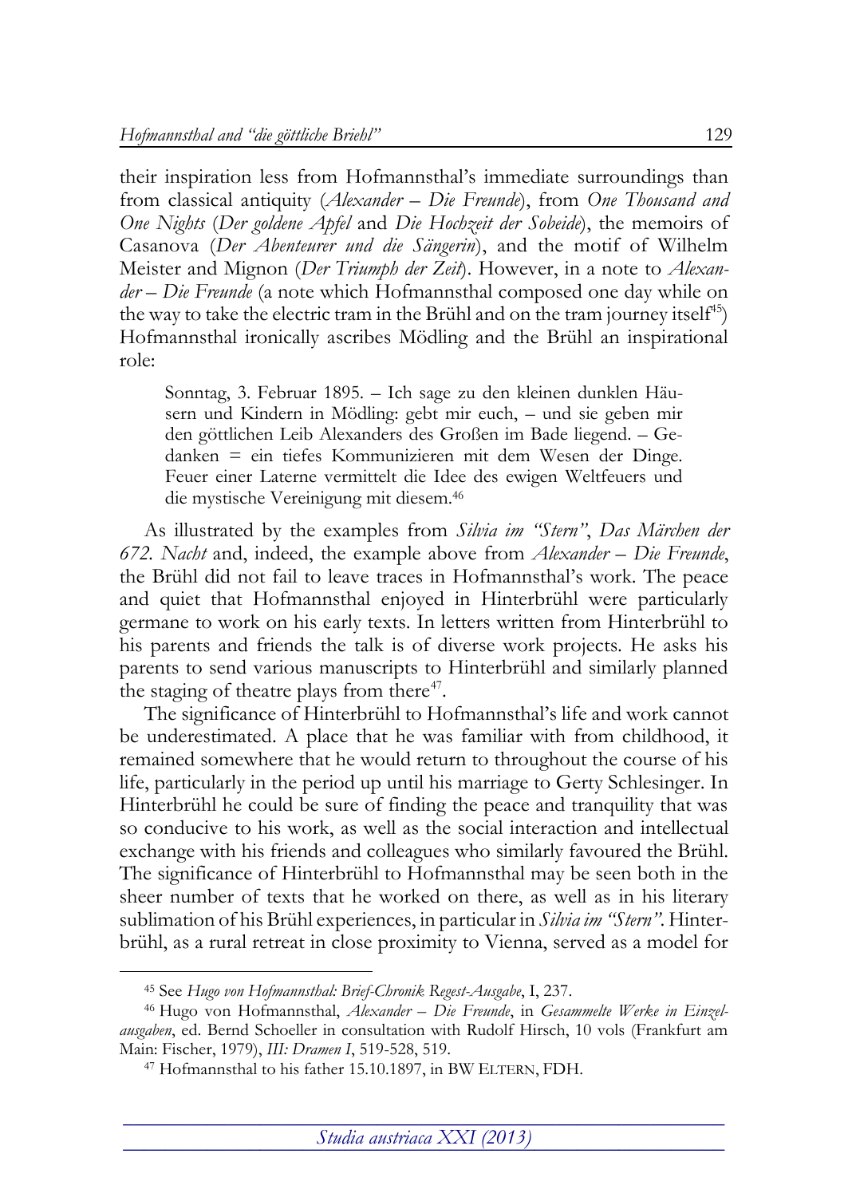their inspiration less from Hofmannsthal's immediate surroundings than from classical antiquity (*Alexander – Die Freunde*), from *One Thousand and One Nights* (*Der goldene Apfel* and *Die Hochzeit der Sobeide*), the memoirs of Casanova (*Der Abenteurer und die Sängerin*), and the motif of Wilhelm Meister and Mignon (*Der Triumph der Zeit*). However, in a note to *Alexander – Die Freunde* (a note which Hofmannsthal composed one day while on the way to take the electric tram in the Brühl and on the tram journey itself[45]) Hofmannsthal ironically ascribes Mödling and the Brühl an inspirational role:

> Sonntag, 3. Februar 1895. – Ich sage zu den kleinen dunklen Häusern und Kindern in Mödling: gebt mir euch, – und sie geben mir den göttlichen Leib Alexanders des Großen im Bade liegend. – Gedanken = ein tiefes Kommunizieren mit dem Wesen der Dinge. Feuer einer Laterne vermittelt die Idee des ewigen Weltfeuers und die mystische Vereinigung mit diesem.[46]

As illustrated by the examples from *Silvia im "Stern"*, *Das Märchen der 672. Nacht* and, indeed, the example above from *Alexander – Die Freunde*, the Brühl did not fail to leave traces in Hofmannsthal's work. The peace and quiet that Hofmannsthal enjoyed in Hinterbrühl were particularly germane to work on his early texts. In letters written from Hinterbrühl to his parents and friends the talk is of diverse work projects. He asks his parents to send various manuscripts to Hinterbrühl and similarly planned the staging of theatre plays from there[47].

The significance of Hinterbrühl to Hofmannsthal's life and work cannot be underestimated. A place that he was familiar with from childhood, it remained somewhere that he would return to throughout the course of his life, particularly in the period up until his marriage to Gerty Schlesinger. In Hinterbrühl he could be sure of finding the peace and tranquility that was so conducive to his work, as well as the social interaction and intellectual exchange with his friends and colleagues who similarly favoured the Brühl. The significance of Hinterbrühl to Hofmannsthal may be seen both in the sheer number of texts that he worked on there, as well as in his literary sublimation of his Brühl experiences, in particular in *Silvia im "Stern"*. Hinterbrühl, as a rural retreat in close proximity to Vienna, served as a model for

---

[45] See *Hugo von Hofmannsthal: Brief-Chronik Regest-Ausgabe*, I, 237.

[46] Hugo von Hofmannsthal, *Alexander – Die Freunde*, in *Gesammelte Werke in Einzelausgaben*, ed. Bernd Schoeller in consultation with Rudolf Hirsch, 10 vols (Frankfurt am Main: Fischer, 1979), *III: Dramen I*, 519-528, 519.

[47] Hofmannsthal to his father 15.10.1897, in BW ELTERN, FDH.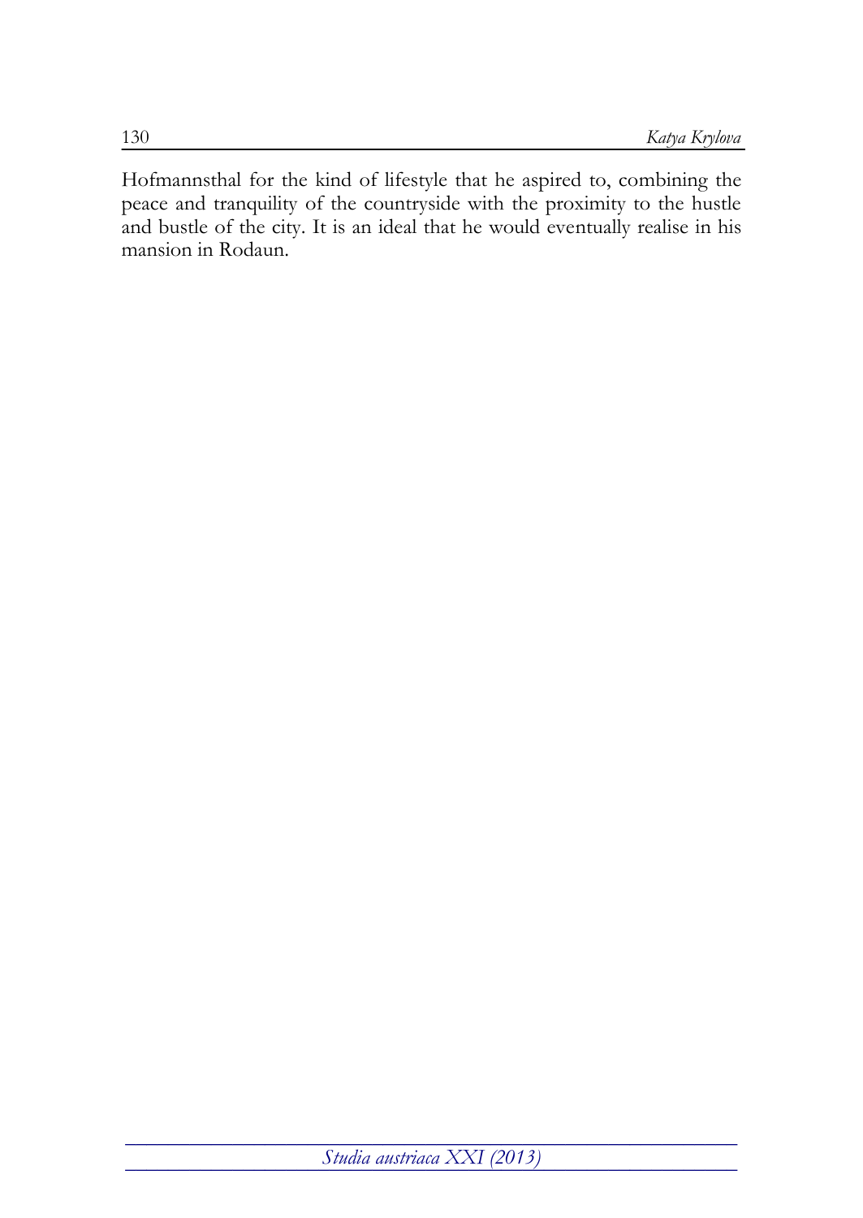Hofmannsthal for the kind of lifestyle that he aspired to, combining the peace and tranquility of the countryside with the proximity to the hustle and bustle of the city. It is an ideal that he would eventually realise in his mansion in Rodaun.